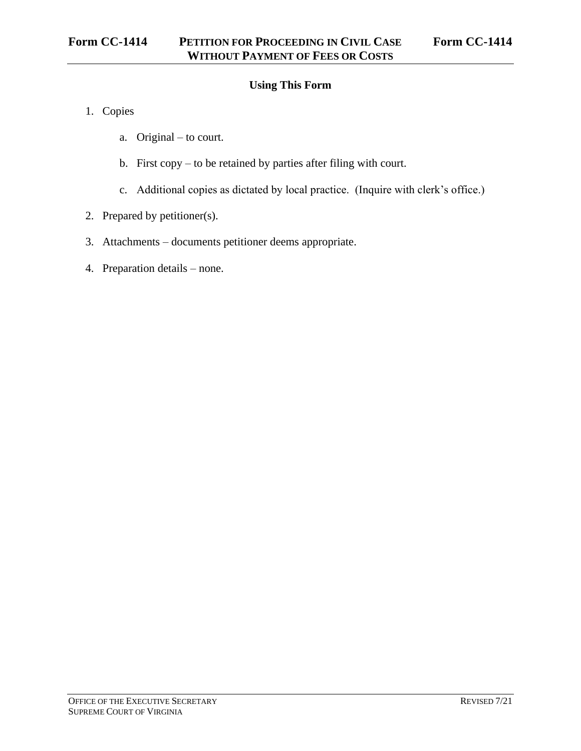# Form CC-1414 PETITION FOR PROCEEDING IN CIVIL CASE WITHOUT PAYMENT OF FEES OR COSTS Form CC-1414

## Using This Form

1. Copies

    a. Original – to court.

    b. First copy – to be retained by parties after filing with court.

    c. Additional copies as dictated by local practice. (Inquire with clerk's office.)

2. Prepared by petitioner(s).

3. Attachments – documents petitioner deems appropriate.

4. Preparation details – none.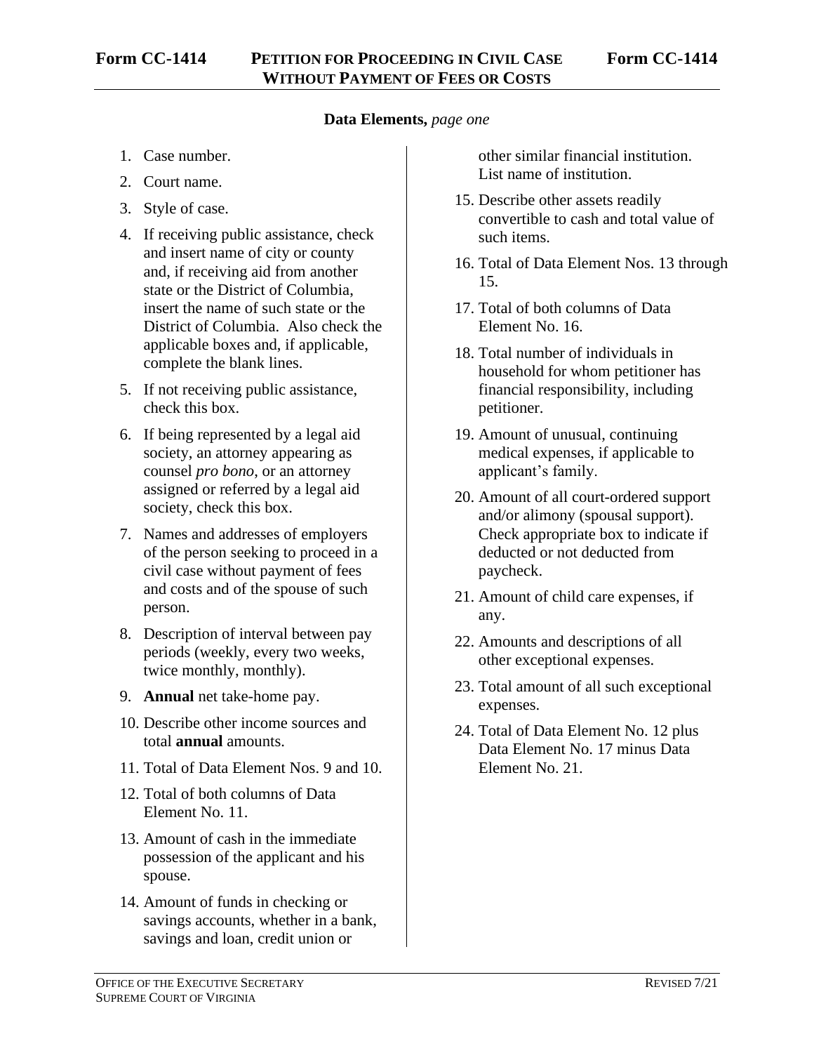# Form CC-1414 PETITION FOR PROCEEDING IN CIVIL CASE WITHOUT PAYMENT OF FEES OR COSTS Form CC-1414

**Data Elements,** *page one*

1. Case number.
2. Court name.
3. Style of case.
4. If receiving public assistance, check and insert name of city or county and, if receiving aid from another state or the District of Columbia, insert the name of such state or the District of Columbia. Also check the applicable boxes and, if applicable, complete the blank lines.
5. If not receiving public assistance, check this box.
6. If being represented by a legal aid society, an attorney appearing as counsel *pro bono*, or an attorney assigned or referred by a legal aid society, check this box.
7. Names and addresses of employers of the person seeking to proceed in a civil case without payment of fees and costs and of the spouse of such person.
8. Description of interval between pay periods (weekly, every two weeks, twice monthly, monthly).
9. **Annual** net take-home pay.
10. Describe other income sources and total **annual** amounts.
11. Total of Data Element Nos. 9 and 10.
12. Total of both columns of Data Element No. 11.
13. Amount of cash in the immediate possession of the applicant and his spouse.
14. Amount of funds in checking or savings accounts, whether in a bank, savings and loan, credit union or other similar financial institution. List name of institution.
15. Describe other assets readily convertible to cash and total value of such items.
16. Total of Data Element Nos. 13 through 15.
17. Total of both columns of Data Element No. 16.
18. Total number of individuals in household for whom petitioner has financial responsibility, including petitioner.
19. Amount of unusual, continuing medical expenses, if applicable to applicant's family.
20. Amount of all court-ordered support and/or alimony (spousal support). Check appropriate box to indicate if deducted or not deducted from paycheck.
21. Amount of child care expenses, if any.
22. Amounts and descriptions of all other exceptional expenses.
23. Total amount of all such exceptional expenses.
24. Total of Data Element No. 12 plus Data Element No. 17 minus Data Element No. 21.

OFFICE OF THE EXECUTIVE SECRETARY
SUPREME COURT OF VIRGINIA
REVISED 7/21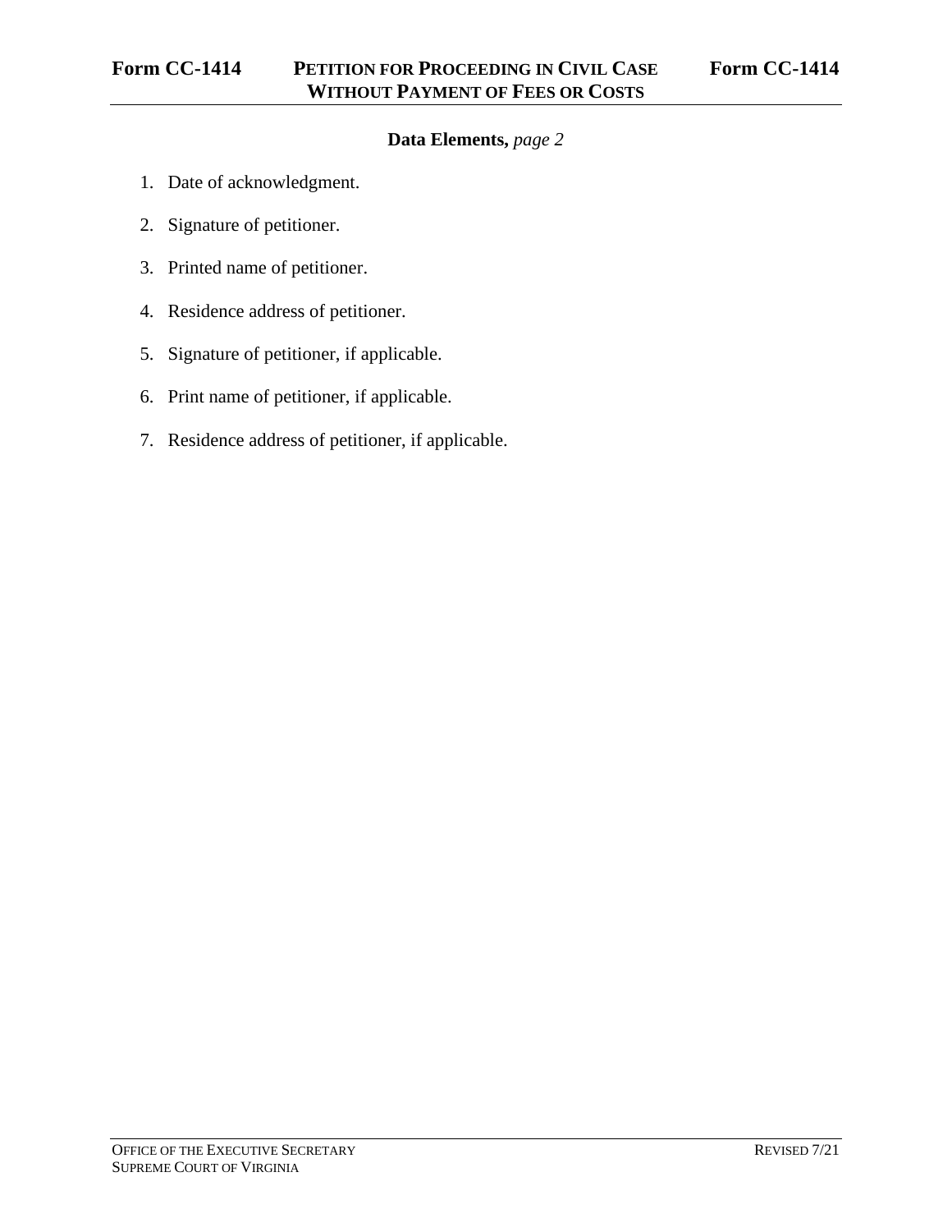**Data Elements,** *page 2*

1. Date of acknowledgment.
2. Signature of petitioner.
3. Printed name of petitioner.
4. Residence address of petitioner.
5. Signature of petitioner, if applicable.
6. Print name of petitioner, if applicable.
7. Residence address of petitioner, if applicable.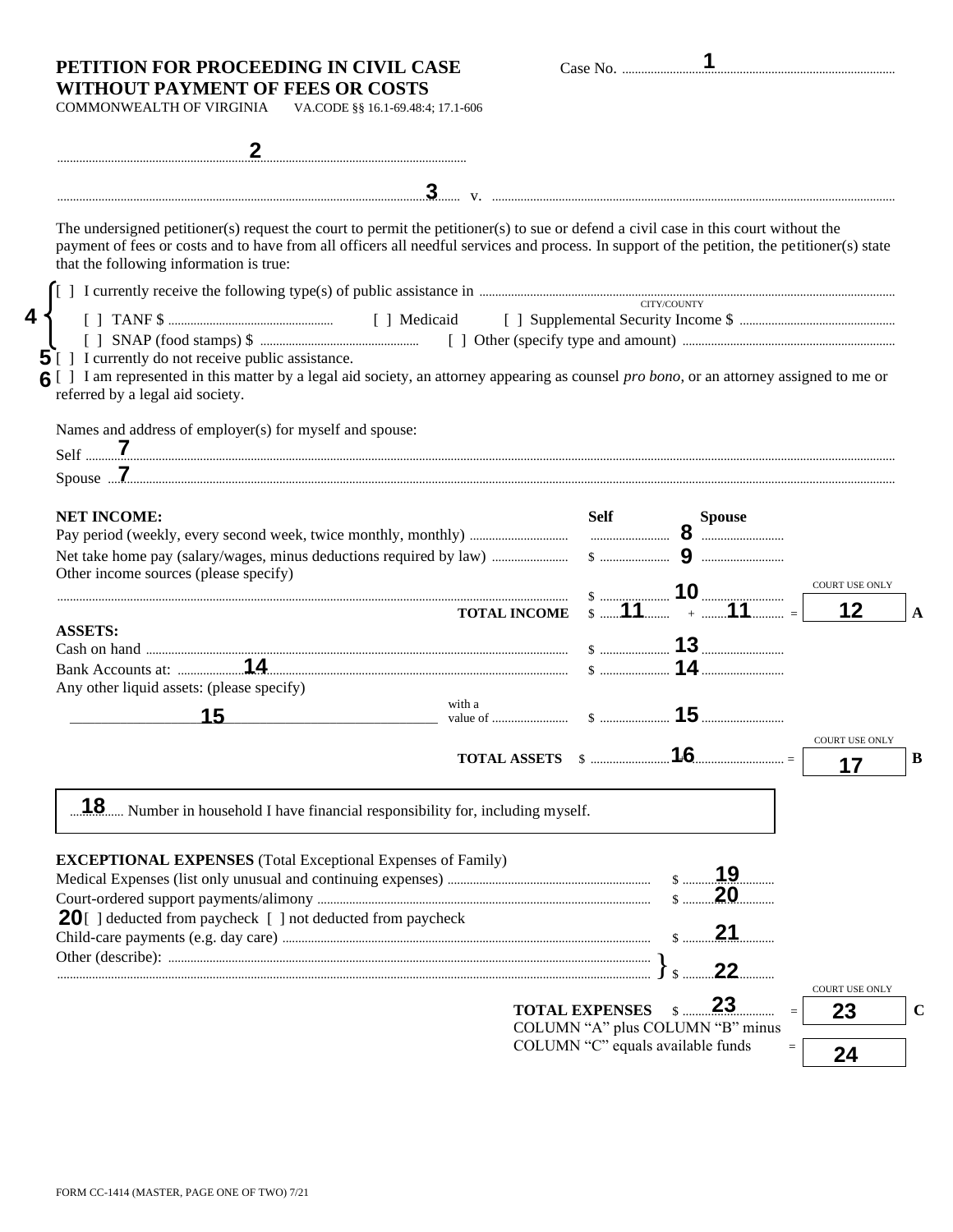# PETITION FOR PROCEEDING IN CIVIL CASE WITHOUT PAYMENT OF FEES OR COSTS

COMMONWEALTH OF VIRGINIA VA.CODE §§ 16.1-69.48:4; 17.1-606

Case No. ........................ **1** ........................

........................ **2** ........................

........................ **3** ........................ v. ........................

The undersigned petitioner(s) request the court to permit the petitioner(s) to sue or defend a civil case in this court without the payment of fees or costs and to have from all officers all needful services and process. In support of the petition, the petitioner(s) state that the following information is true:

**4**
- [ ] I currently receive the following type(s) of public assistance in ........................ (CITY/COUNTY)
  - [ ] TANF $ ........................ [ ] Medicaid [ ] Supplemental Security Income $ ........................
  - [ ] SNAP (food stamps) $ ........................ [ ] Other (specify type and amount) ........................

**5** [ ] I currently do not receive public assistance.

**6** [ ] I am represented in this matter by a legal aid society, an attorney appearing as counsel *pro bono*, or an attorney assigned to me or referred by a legal aid society.

Names and address of employer(s) for myself and spouse:

Self **7** ........................

Spouse **7** ........................

| **NET INCOME:** | **Self** | **Spouse** | COURT USE ONLY | |
|---|---|---|---|---|
| Pay period (weekly, every second week, twice monthly, monthly) | **8** | | | |
| Net take home pay (salary/wages, minus deductions required by law) | $ **9** | | | |
| Other income sources (please specify) ........................ | $ **10** | | | |
| **TOTAL INCOME** | $ **11** | + **11** | = **12** | **A** |

| **ASSETS:** | | | COURT USE ONLY | |
|---|---|---|---|---|
| Cash on hand | $ **13** | | | |
| Bank Accounts at: **14** | $ **14** | | | |
| Any other liquid assets: (please specify) **15** with a value of ........ | $ **15** | | | |
| **TOTAL ASSETS** | $ **16** | | = **17** | **B** |

**18** ........ Number in household I have financial responsibility for, including myself.

| **EXCEPTIONAL EXPENSES** (Total Exceptional Expenses of Family) | | COURT USE ONLY | |
|---|---|---|---|
| Medical Expenses (list only unusual and continuing expenses) | $ **19** | | |
| Court-ordered support payments/alimony | $ **20** | | |
| **20** [ ] deducted from paycheck [ ] not deducted from paycheck | | | |
| Child-care payments (e.g. day care) | $ **21** | | |
| Other (describe): ........................ | $ **22** | | |
| **TOTAL EXPENSES** | $ **23** | = **23** | **C** |
| COLUMN "A" plus COLUMN "B" minus COLUMN "C" equals available funds | | = **24** | |

FORM CC-1414 (MASTER, PAGE ONE OF TWO) 7/21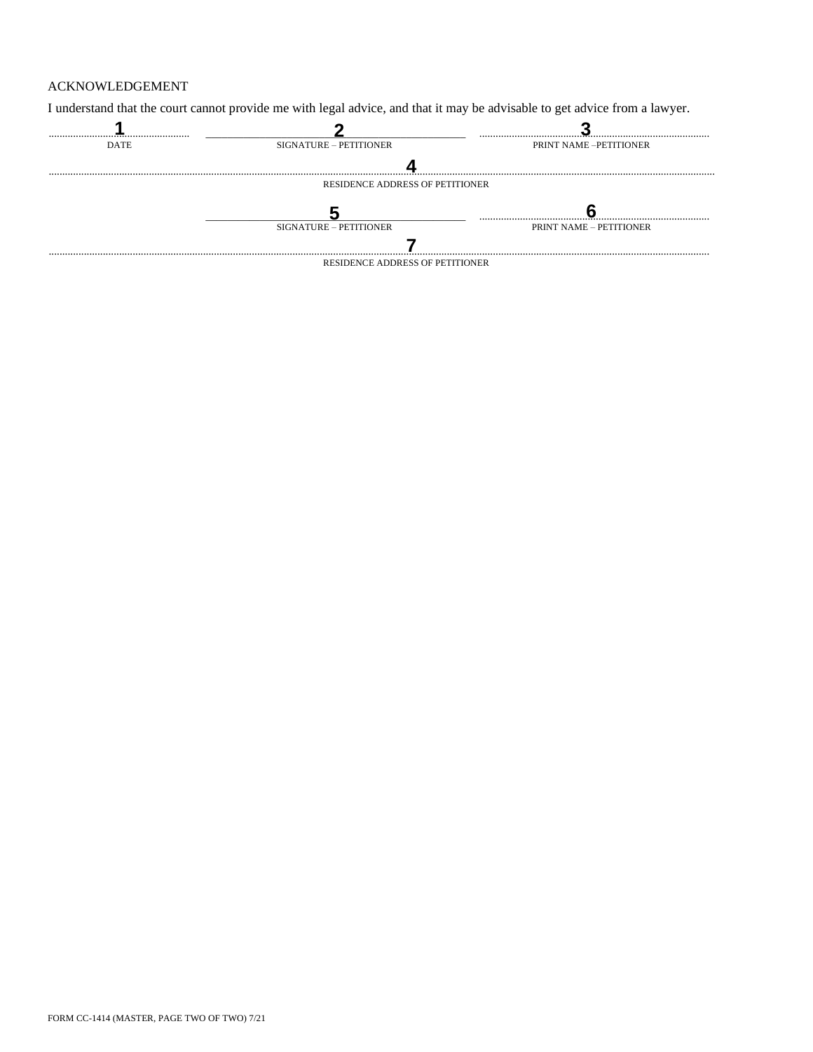ACKNOWLEDGEMENT

I understand that the court cannot provide me with legal advice, and that it may be advisable to get advice from a lawyer.

| | | |
|---|---|---|
| 1 | 2 | 3 |
| DATE | SIGNATURE – PETITIONER | PRINT NAME –PETITIONER |

4

RESIDENCE ADDRESS OF PETITIONER

| | |
|---|---|
| 5 | 6 |
| SIGNATURE – PETITIONER | PRINT NAME – PETITIONER |

7

RESIDENCE ADDRESS OF PETITIONER

FORM CC-1414 (MASTER, PAGE TWO OF TWO) 7/21